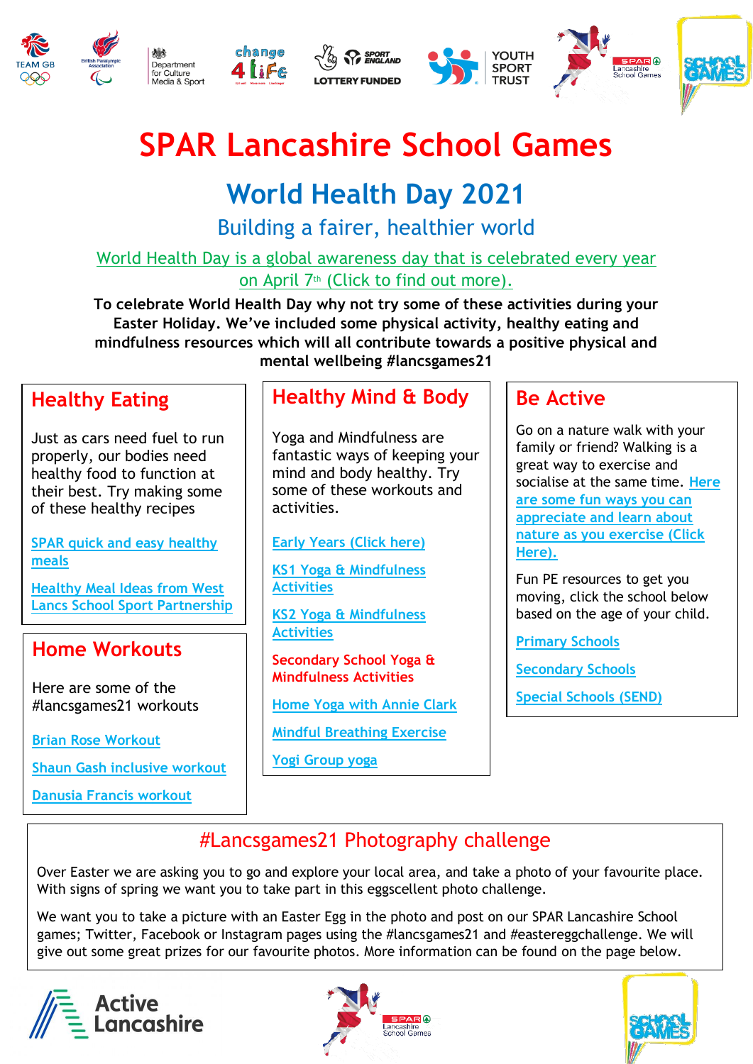# SPAR Lancashire School Games

## World Health Day 2021

### Building a fairer, healthier world

World Health Day is a global awareness day that is celebrated every year on April 7th (Click to find out more).

**To celebrate World Health Day why not try some of these activities during your Easter Holiday. We've included some physical activity, healthy eating and mindfulness resources which will all contribute towards a positive physical and mental wellbeing #lancsgames21**

## Healthy Eating

Just as cars need fuel to run properly, our bodies need healthy food to function at their best. Try making some of these healthy recipes

SPAR quick and easy healthy meals

Healthy Meal Ideas from West Lancs School Sport Partnership

## Home Workouts

Here are some of the #lancsgames21 workouts

Brian Rose Workout

Shaun Gash inclusive workout

Danusia Francis workout

## Healthy Mind & Body

Yoga and Mindfulness are fantastic ways of keeping your mind and body healthy. Try some of these workouts and activities.

Early Years (Click here)

KS1 Yoga & Mindfulness Activities

KS2 Yoga & Mindfulness Activities

Secondary School Yoga & Mindfulness Activities

Home Yoga with Annie Clark

Mindful Breathing Exercise

Yogi Group yoga

## Be Active

Go on a nature walk with your family or friend? Walking is a great way to exercise and socialise at the same time. Here are some fun ways you can appreciate and learn about nature as you exercise (Click Here).

Fun PE resources to get you moving, click the school below based on the age of your child.

Primary Schools

Secondary Schools

Special Schools (SEND)

## #Lancsgames21 Photography challenge

Over Easter we are asking you to go and explore your local area, and take a photo of your favourite place. With signs of spring we want you to take part in this eggscellent photo challenge.

We want you to take a picture with an Easter Egg in the photo and post on our SPAR Lancashire School games; Twitter, Facebook or Instagram pages using the #lancsgames21 and #eastereggchallenge. We will give out some great prizes for our favourite photos. More information can be found on the page below.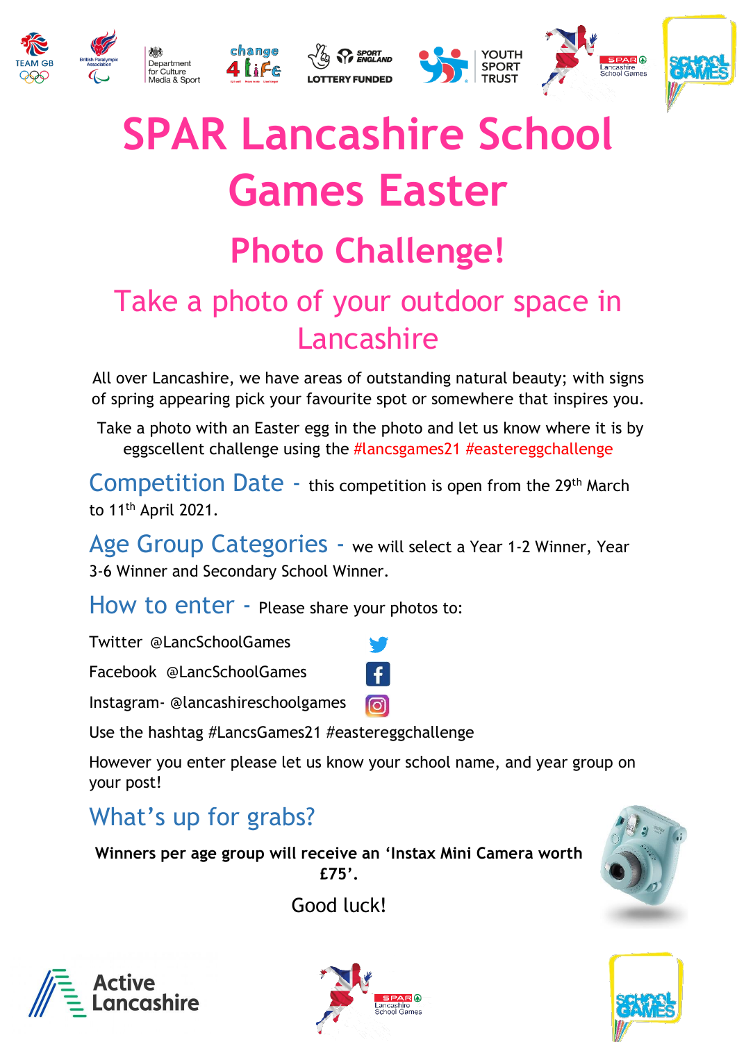# SPAR Lancashire School Games Easter

## Photo Challenge!

### Take a photo of your outdoor space in Lancashire

All over Lancashire, we have areas of outstanding natural beauty; with signs of spring appearing pick your favourite spot or somewhere that inspires you.

Take a photo with an Easter egg in the photo and let us know where it is by eggscellent challenge using the #lancsgames21 #eastereggchallenge

**Competition Date** - this competition is open from the 29th March to 11th April 2021.

**Age Group Categories** - we will select a Year 1-2 Winner, Year 3-6 Winner and Secondary School Winner.

**How to enter** - Please share your photos to:

Twitter @LancSchoolGames

Facebook @LancSchoolGames

Instagram- @lancashireschoolgames

Use the hashtag #LancsGames21 #eastereggchallenge

However you enter please let us know your school name, and year group on your post!

### What's up for grabs?

**Winners per age group will receive an 'Instax Mini Camera worth £75'.**

Good luck!